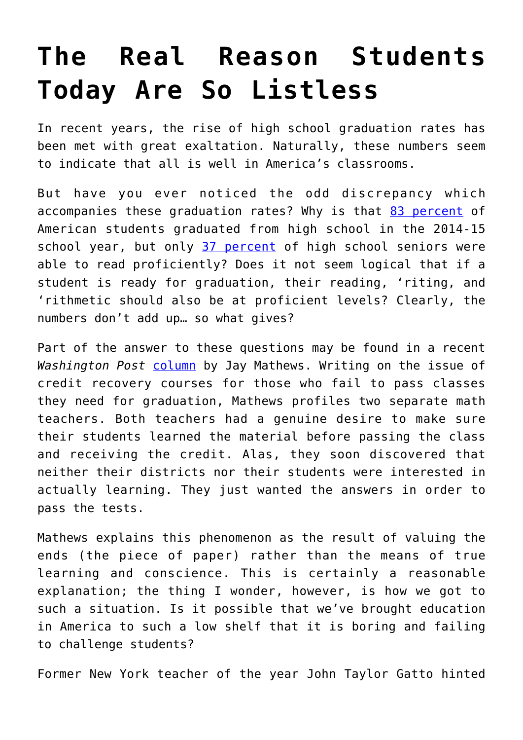# The Real Reason Students Today Are So Listless

In recent years, the rise of high school graduation rates has been met with great exaltation. Naturally, these numbers seem to indicate that all is well in America's classrooms.

But have you ever noticed the odd discrepancy which accompanies these graduation rates? Why is that [83 percent] of American students graduated from high school in the 2014-15 school year, but only [37 percent] of high school seniors were able to read proficiently? Does it not seem logical that if a student is ready for graduation, their reading, 'riting, and 'rithmetic should also be at proficient levels? Clearly, the numbers don't add up… so what gives?

Part of the answer to these questions may be found in a recent *Washington Post* column by Jay Mathews. Writing on the issue of credit recovery courses for those who fail to pass classes they need for graduation, Mathews profiles two separate math teachers. Both teachers had a genuine desire to make sure their students learned the material before passing the class and receiving the credit. Alas, they soon discovered that neither their districts nor their students were interested in actually learning. They just wanted the answers in order to pass the tests.

Mathews explains this phenomenon as the result of valuing the ends (the piece of paper) rather than the means of true learning and conscience. This is certainly a reasonable explanation; the thing I wonder, however, is how we got to such a situation. Is it possible that we've brought education in America to such a low shelf that it is boring and failing to challenge students?

Former New York teacher of the year John Taylor Gatto hinted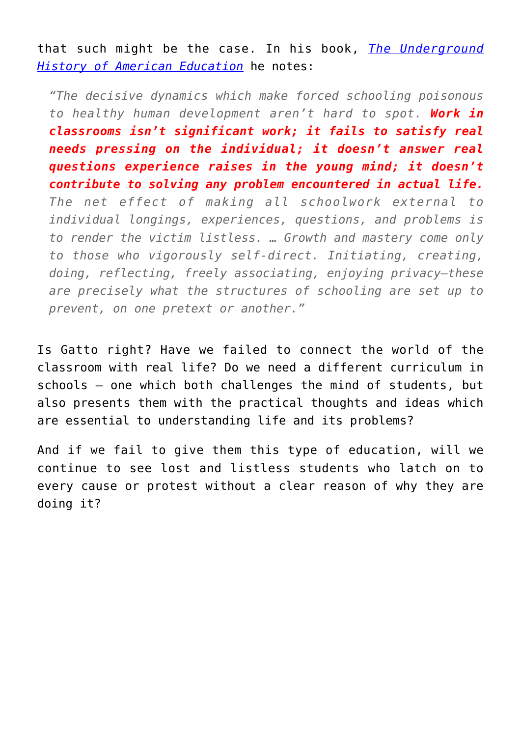that such might be the case. In his book, *[The Underground History of American Education](#)* he notes:

> *"The decisive dynamics which make forced schooling poisonous to healthy human development aren't hard to spot.* ***Work in classrooms isn't significant work; it fails to satisfy real needs pressing on the individual; it doesn't answer real questions experience raises in the young mind; it doesn't contribute to solving any problem encountered in actual life.*** *The net effect of making all schoolwork external to individual longings, experiences, questions, and problems is to render the victim listless. … Growth and mastery come only to those who vigorously self-direct. Initiating, creating, doing, reflecting, freely associating, enjoying privacy—these are precisely what the structures of schooling are set up to prevent, on one pretext or another."*

Is Gatto right? Have we failed to connect the world of the classroom with real life? Do we need a different curriculum in schools – one which both challenges the mind of students, but also presents them with the practical thoughts and ideas which are essential to understanding life and its problems?

And if we fail to give them this type of education, will we continue to see lost and listless students who latch on to every cause or protest without a clear reason of why they are doing it?